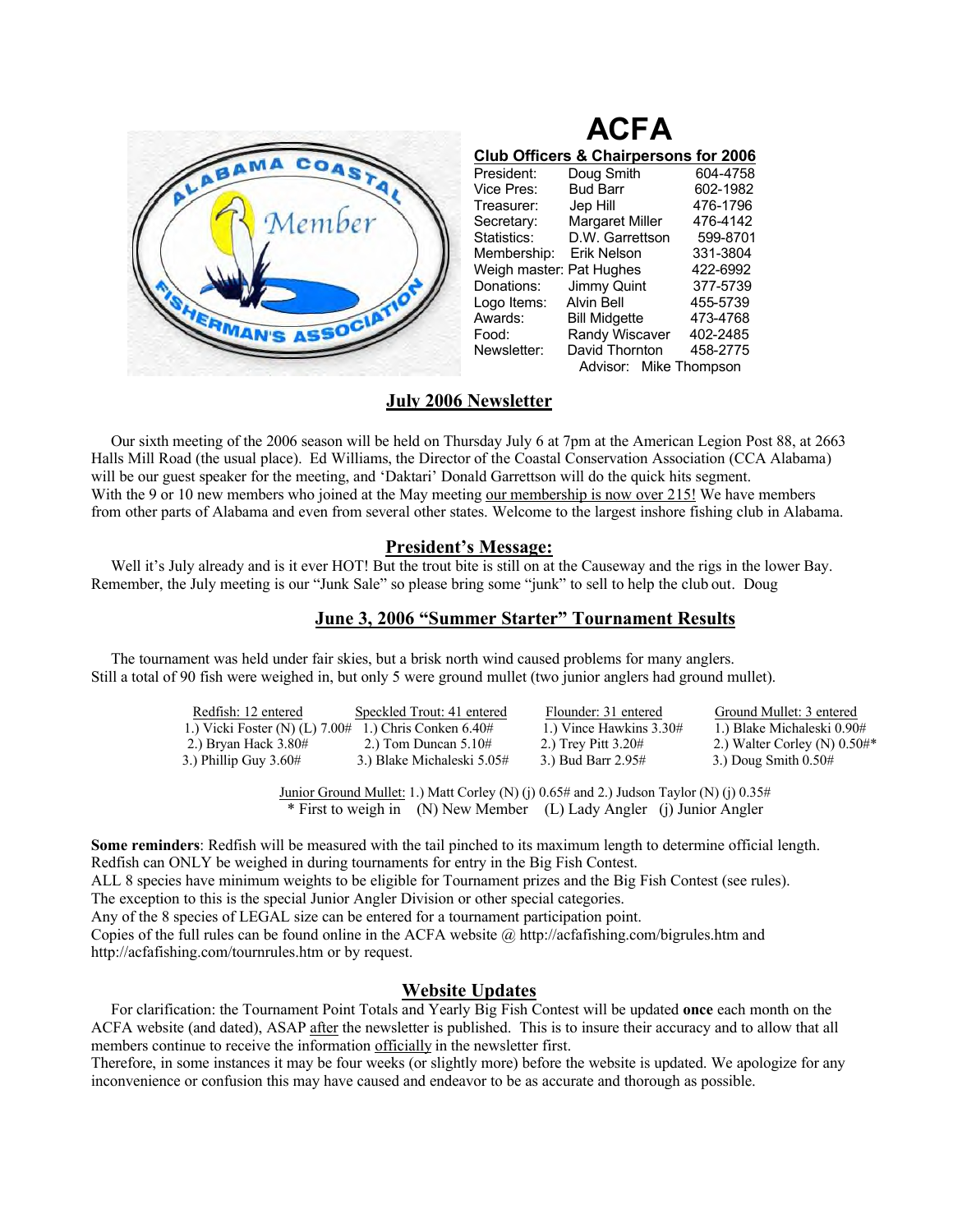# ACFA

**Club Officers & Chairpersons for 2006**

| | | |
|---|---|---|
| President: | Doug Smith | 604-4758 |
| Vice Pres: | Bud Barr | 602-1982 |
| Treasurer: | Jep Hill | 476-1796 |
| Secretary: | Margaret Miller | 476-4142 |
| Statistics: | D.W. Garrettson | 599-8701 |
| Membership: | Erik Nelson | 331-3804 |
| Weigh master: | Pat Hughes | 422-6992 |
| Donations: | Jimmy Quint | 377-5739 |
| Logo Items: | Alvin Bell | 455-5739 |
| Awards: | Bill Midgette | 473-4768 |
| Food: | Randy Wiscaver | 402-2485 |
| Newsletter: | David Thornton | 458-2775 |

Advisor: Mike Thompson

## July 2006 Newsletter

Our sixth meeting of the 2006 season will be held on Thursday July 6 at 7pm at the American Legion Post 88, at 2663 Halls Mill Road (the usual place). Ed Williams, the Director of the Coastal Conservation Association (CCA Alabama) will be our guest speaker for the meeting, and 'Daktari' Donald Garrettson will do the quick hits segment. With the 9 or 10 new members who joined at the May meeting our membership is now over 215! We have members from other parts of Alabama and even from several other states. Welcome to the largest inshore fishing club in Alabama.

## President's Message:

Well it's July already and is it ever HOT! But the trout bite is still on at the Causeway and the rigs in the lower Bay. Remember, the July meeting is our "Junk Sale" so please bring some "junk" to sell to help the club out. Doug

## June 3, 2006 "Summer Starter" Tournament Results

The tournament was held under fair skies, but a brisk north wind caused problems for many anglers. Still a total of 90 fish were weighed in, but only 5 were ground mullet (two junior anglers had ground mullet).

| Redfish: 12 entered | Speckled Trout: 41 entered | Flounder: 31 entered | Ground Mullet: 3 entered |
|---|---|---|---|
| 1.) Vicki Foster (N) (L) 7.00# | 1.) Chris Conken 6.40# | 1.) Vince Hawkins 3.30# | 1.) Blake Michaleski 0.90# |
| 2.) Bryan Hack 3.80# | 2.) Tom Duncan 5.10# | 2.) Trey Pitt 3.20# | 2.) Walter Corley (N) 0.50#* |
| 3.) Phillip Guy 3.60# | 3.) Blake Michaleski 5.05# | 3.) Bud Barr 2.95# | 3.) Doug Smith 0.50# |

Junior Ground Mullet: 1.) Matt Corley (N) (j) 0.65# and 2.) Judson Taylor (N) (j) 0.35#

\* First to weigh in (N) New Member (L) Lady Angler (j) Junior Angler

**Some reminders**: Redfish will be measured with the tail pinched to its maximum length to determine official length.
Redfish can ONLY be weighed in during tournaments for entry in the Big Fish Contest.
ALL 8 species have minimum weights to be eligible for Tournament prizes and the Big Fish Contest (see rules).
The exception to this is the special Junior Angler Division or other special categories.
Any of the 8 species of LEGAL size can be entered for a tournament participation point.
Copies of the full rules can be found online in the ACFA website @ http://acfafishing.com/bigrules.htm and http://acfafishing.com/tournrules.htm or by request.

## Website Updates

For clarification: the Tournament Point Totals and Yearly Big Fish Contest will be updated **once** each month on the ACFA website (and dated), ASAP after the newsletter is published. This is to insure their accuracy and to allow that all members continue to receive the information officially in the newsletter first.
Therefore, in some instances it may be four weeks (or slightly more) before the website is updated. We apologize for any inconvenience or confusion this may have caused and endeavor to be as accurate and thorough as possible.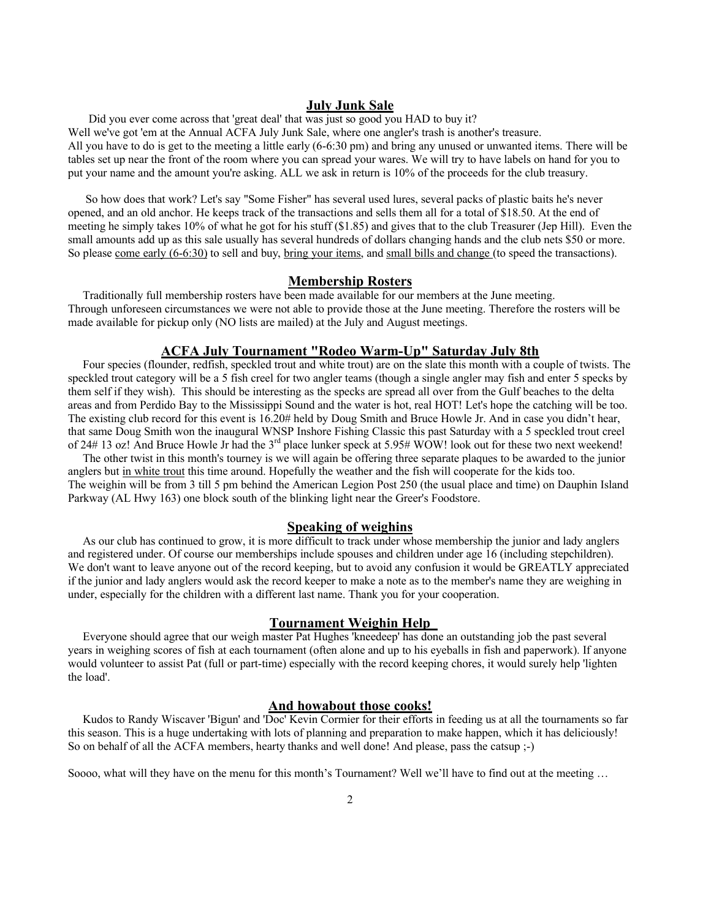## July Junk Sale

Did you ever come across that 'great deal' that was just so good you HAD to buy it? Well we've got 'em at the Annual ACFA July Junk Sale, where one angler's trash is another's treasure. All you have to do is get to the meeting a little early (6-6:30 pm) and bring any unused or unwanted items. There will be tables set up near the front of the room where you can spread your wares. We will try to have labels on hand for you to put your name and the amount you're asking. ALL we ask in return is 10% of the proceeds for the club treasury.

So how does that work? Let's say "Some Fisher" has several used lures, several packs of plastic baits he's never opened, and an old anchor. He keeps track of the transactions and sells them all for a total of $18.50. At the end of meeting he simply takes 10% of what he got for his stuff ($1.85) and gives that to the club Treasurer (Jep Hill). Even the small amounts add up as this sale usually has several hundreds of dollars changing hands and the club nets $50 or more. So please <u>come early (6-6:30)</u> to sell and buy, <u>bring your items</u>, and <u>small bills and change</u> (to speed the transactions).

## Membership Rosters

Traditionally full membership rosters have been made available for our members at the June meeting. Through unforeseen circumstances we were not able to provide those at the June meeting. Therefore the rosters will be made available for pickup only (NO lists are mailed) at the July and August meetings.

## ACFA July Tournament "Rodeo Warm-Up" Saturday July 8th

Four species (flounder, redfish, speckled trout and white trout) are on the slate this month with a couple of twists. The speckled trout category will be a 5 fish creel for two angler teams (though a single angler may fish and enter 5 specks by them self if they wish). This should be interesting as the specks are spread all over from the Gulf beaches to the delta areas and from Perdido Bay to the Mississippi Sound and the water is hot, real HOT! Let's hope the catching will be too. The existing club record for this event is 16.20# held by Doug Smith and Bruce Howle Jr. And in case you didn't hear, that same Doug Smith won the inaugural WNSP Inshore Fishing Classic this past Saturday with a 5 speckled trout creel of 24# 13 oz! And Bruce Howle Jr had the 3rd place lunker speck at 5.95# WOW! look out for these two next weekend!

The other twist in this month's tourney is we will again be offering three separate plaques to be awarded to the junior anglers but <u>in white trout</u> this time around. Hopefully the weather and the fish will cooperate for the kids too. The weighin will be from 3 till 5 pm behind the American Legion Post 250 (the usual place and time) on Dauphin Island Parkway (AL Hwy 163) one block south of the blinking light near the Greer's Foodstore.

## Speaking of weighins

As our club has continued to grow, it is more difficult to track under whose membership the junior and lady anglers and registered under. Of course our memberships include spouses and children under age 16 (including stepchildren). We don't want to leave anyone out of the record keeping, but to avoid any confusion it would be GREATLY appreciated if the junior and lady anglers would ask the record keeper to make a note as to the member's name they are weighing in under, especially for the children with a different last name. Thank you for your cooperation.

## Tournament Weighin Help

Everyone should agree that our weigh master Pat Hughes 'kneedeep' has done an outstanding job the past several years in weighing scores of fish at each tournament (often alone and up to his eyeballs in fish and paperwork). If anyone would volunteer to assist Pat (full or part-time) especially with the record keeping chores, it would surely help 'lighten the load'.

## And howabout those cooks!

Kudos to Randy Wiscaver 'Bigun' and 'Doc' Kevin Cormier for their efforts in feeding us at all the tournaments so far this season. This is a huge undertaking with lots of planning and preparation to make happen, which it has deliciously! So on behalf of all the ACFA members, hearty thanks and well done! And please, pass the catsup ;-)

Soooo, what will they have on the menu for this month's Tournament? Well we'll have to find out at the meeting …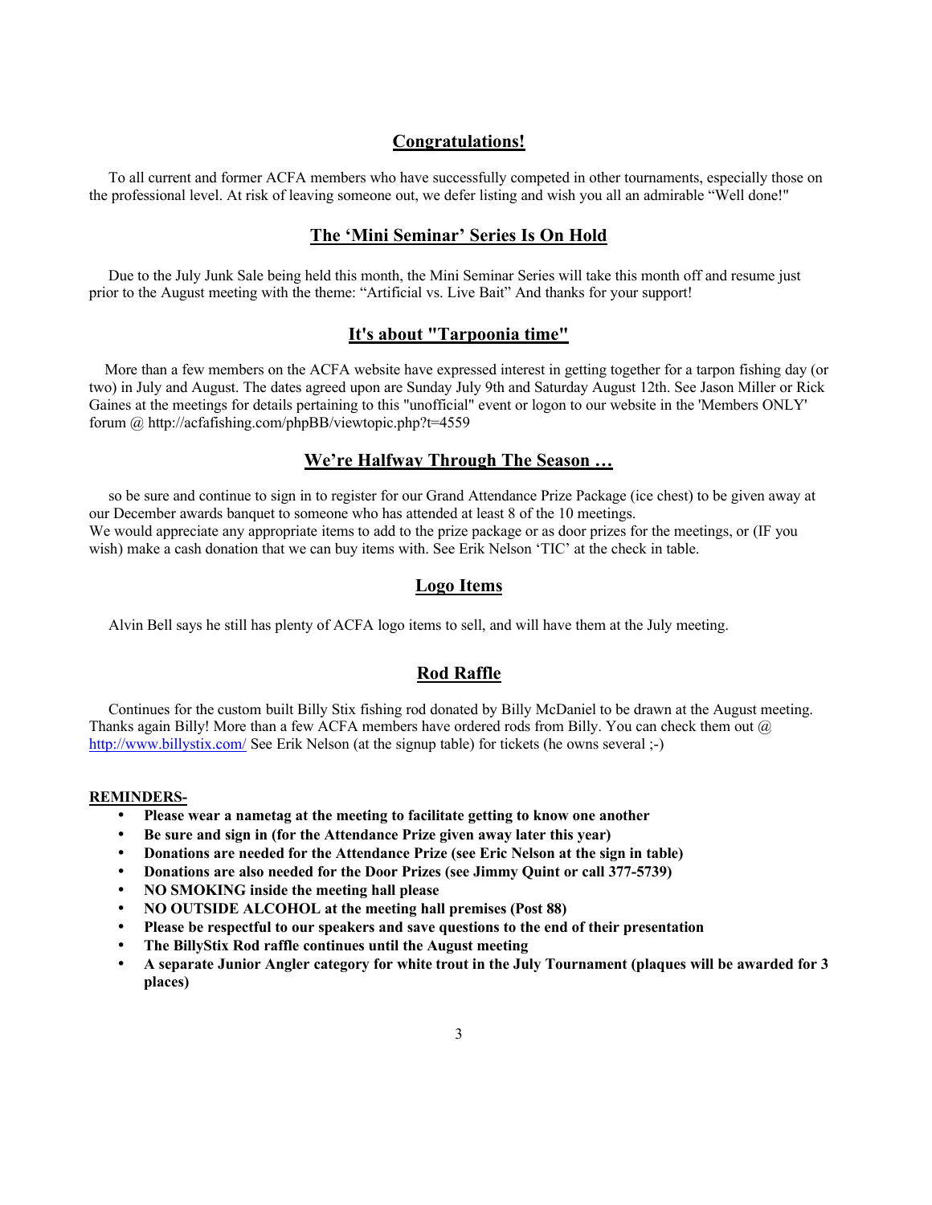## Congratulations!

To all current and former ACFA members who have successfully competed in other tournaments, especially those on the professional level. At risk of leaving someone out, we defer listing and wish you all an admirable "Well done!"

## The 'Mini Seminar' Series Is On Hold

Due to the July Junk Sale being held this month, the Mini Seminar Series will take this month off and resume just prior to the August meeting with the theme: "Artificial vs. Live Bait" And thanks for your support!

## It's about "Tarpoonia time"

More than a few members on the ACFA website have expressed interest in getting together for a tarpon fishing day (or two) in July and August. The dates agreed upon are Sunday July 9th and Saturday August 12th. See Jason Miller or Rick Gaines at the meetings for details pertaining to this "unofficial" event or logon to our website in the 'Members ONLY' forum @ http://acfafishing.com/phpBB/viewtopic.php?t=4559

## We're Halfway Through The Season …

so be sure and continue to sign in to register for our Grand Attendance Prize Package (ice chest) to be given away at our December awards banquet to someone who has attended at least 8 of the 10 meetings.
We would appreciate any appropriate items to add to the prize package or as door prizes for the meetings, or (IF you wish) make a cash donation that we can buy items with. See Erik Nelson 'TIC' at the check in table.

## Logo Items

Alvin Bell says he still has plenty of ACFA logo items to sell, and will have them at the July meeting.

## Rod Raffle

Continues for the custom built Billy Stix fishing rod donated by Billy McDaniel to be drawn at the August meeting. Thanks again Billy! More than a few ACFA members have ordered rods from Billy. You can check them out @ http://www.billystix.com/ See Erik Nelson (at the signup table) for tickets (he owns several ;-)

**REMINDERS-**

- **Please wear a nametag at the meeting to facilitate getting to know one another**
- **Be sure and sign in (for the Attendance Prize given away later this year)**
- **Donations are needed for the Attendance Prize (see Eric Nelson at the sign in table)**
- **Donations are also needed for the Door Prizes (see Jimmy Quint or call 377-5739)**
- **NO SMOKING inside the meeting hall please**
- **NO OUTSIDE ALCOHOL at the meeting hall premises (Post 88)**
- **Please be respectful to our speakers and save questions to the end of their presentation**
- **The BillyStix Rod raffle continues until the August meeting**
- **A separate Junior Angler category for white trout in the July Tournament (plaques will be awarded for 3 places)**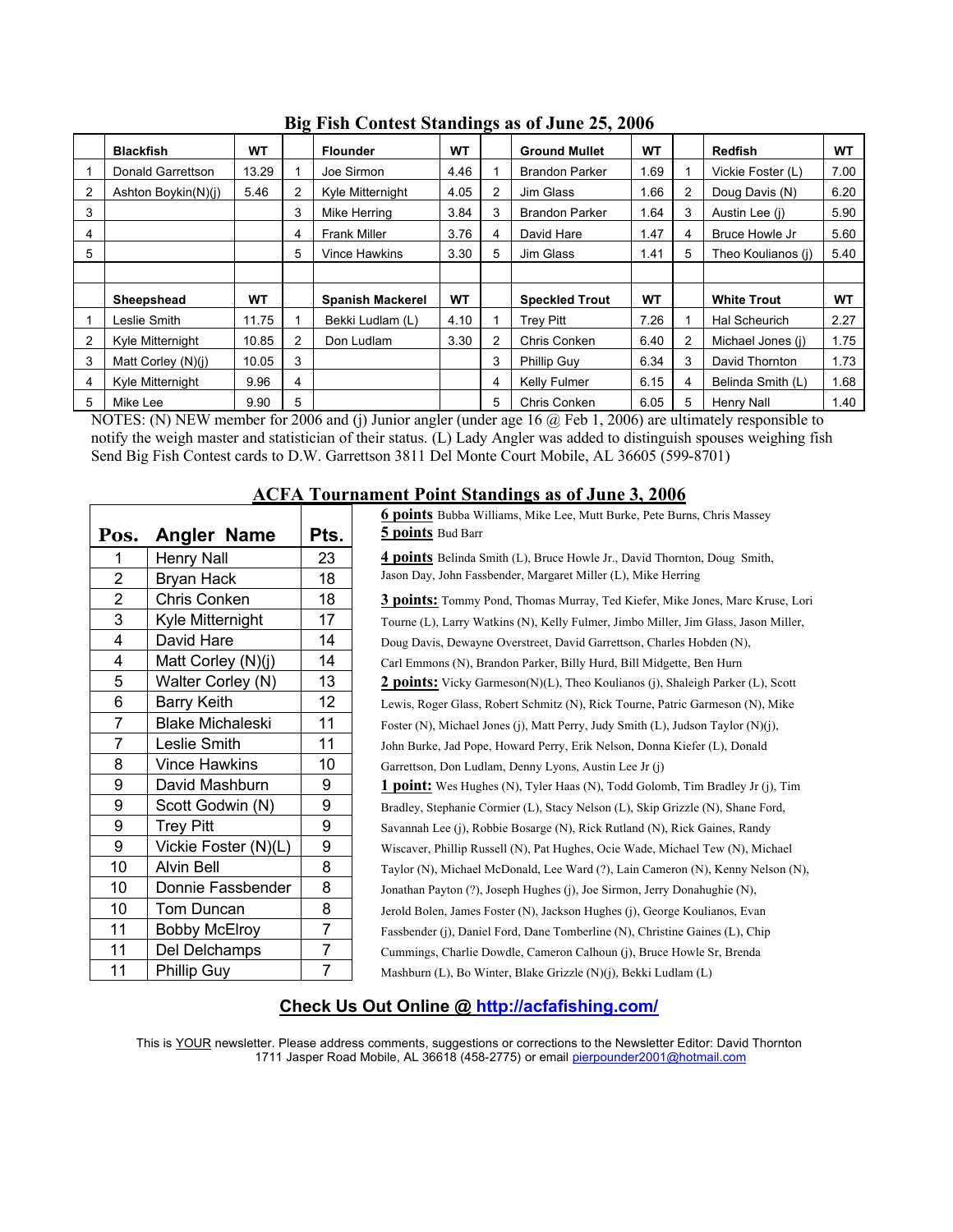## Big Fish Contest Standings as of June 25, 2006

| | Blackfish | WT | | Flounder | WT | | Ground Mullet | WT | | Redfish | WT |
|---|---|---|---|---|---|---|---|---|---|---|---|
| 1 | Donald Garrettson | 13.29 | 1 | Joe Sirmon | 4.46 | 1 | Brandon Parker | 1.69 | 1 | Vickie Foster (L) | 7.00 |
| 2 | Ashton Boykin(N)(j) | 5.46 | 2 | Kyle Mitternight | 4.05 | 2 | Jim Glass | 1.66 | 2 | Doug Davis (N) | 6.20 |
| 3 | | | 3 | Mike Herring | 3.84 | 3 | Brandon Parker | 1.64 | 3 | Austin Lee (j) | 5.90 |
| 4 | | | 4 | Frank Miller | 3.76 | 4 | David Hare | 1.47 | 4 | Bruce Howle Jr | 5.60 |
| 5 | | | 5 | Vince Hawkins | 3.30 | 5 | Jim Glass | 1.41 | 5 | Theo Koulianos (j) | 5.40 |
| | | | | | | | | | | | |
| | **Sheepshead** | **WT** | | **Spanish Mackerel** | **WT** | | **Speckled Trout** | **WT** | | **White Trout** | **WT** |
| 1 | Leslie Smith | 11.75 | 1 | Bekki Ludlam (L) | 4.10 | 1 | Trey Pitt | 7.26 | 1 | Hal Scheurich | 2.27 |
| 2 | Kyle Mitternight | 10.85 | 2 | Don Ludlam | 3.30 | 2 | Chris Conken | 6.40 | 2 | Michael Jones (j) | 1.75 |
| 3 | Matt Corley (N)(j) | 10.05 | 3 | | | 3 | Phillip Guy | 6.34 | 3 | David Thornton | 1.73 |
| 4 | Kyle Mitternight | 9.96 | 4 | | | 4 | Kelly Fulmer | 6.15 | 4 | Belinda Smith (L) | 1.68 |
| 5 | Mike Lee | 9.90 | 5 | | | 5 | Chris Conken | 6.05 | 5 | Henry Nall | 1.40 |

NOTES: (N) NEW member for 2006 and (j) Junior angler (under age 16 @ Feb 1, 2006) are ultimately responsible to notify the weigh master and statistician of their status. (L) Lady Angler was added to distinguish spouses weighing fish Send Big Fish Contest cards to D.W. Garrettson 3811 Del Monte Court Mobile, AL 36605 (599-8701)

## ACFA Tournament Point Standings as of June 3, 2006

| Pos. | Angler Name | Pts. |
|---|---|---|
| 1 | Henry Nall | 23 |
| 2 | Bryan Hack | 18 |
| 2 | Chris Conken | 18 |
| 3 | Kyle Mitternight | 17 |
| 4 | David Hare | 14 |
| 4 | Matt Corley (N)(j) | 14 |
| 5 | Walter Corley (N) | 13 |
| 6 | Barry Keith | 12 |
| 7 | Blake Michaleski | 11 |
| 7 | Leslie Smith | 11 |
| 8 | Vince Hawkins | 10 |
| 9 | David Mashburn | 9 |
| 9 | Scott Godwin (N) | 9 |
| 9 | Trey Pitt | 9 |
| 9 | Vickie Foster (N)(L) | 9 |
| 10 | Alvin Bell | 8 |
| 10 | Donnie Fassbender | 8 |
| 10 | Tom Duncan | 8 |
| 11 | Bobby McElroy | 7 |
| 11 | Del Delchamps | 7 |
| 11 | Phillip Guy | 7 |

**6 points** Bubba Williams, Mike Lee, Mutt Burke, Pete Burns, Chris Massey

**5 points** Bud Barr

**4 points** Belinda Smith (L), Bruce Howle Jr., David Thornton, Doug Smith, Jason Day, John Fassbender, Margaret Miller (L), Mike Herring

**3 points:** Tommy Pond, Thomas Murray, Ted Kiefer, Mike Jones, Marc Kruse, Lori Tourne (L), Larry Watkins (N), Kelly Fulmer, Jimbo Miller, Jim Glass, Jason Miller, Doug Davis, Dewayne Overstreet, David Garrettson, Charles Hobden (N), Carl Emmons (N), Brandon Parker, Billy Hurd, Bill Midgette, Ben Hurn

**2 points:** Vicky Garmeson(N)(L), Theo Koulianos (j), Shaleigh Parker (L), Scott Lewis, Roger Glass, Robert Schmitz (N), Rick Tourne, Patric Garmeson (N), Mike Foster (N), Michael Jones (j), Matt Perry, Judy Smith (L), Judson Taylor (N)(j), John Burke, Jad Pope, Howard Perry, Erik Nelson, Donna Kiefer (L), Donald Garrettson, Don Ludlam, Denny Lyons, Austin Lee Jr (j)

**1 point:** Wes Hughes (N), Tyler Haas (N), Todd Golomb, Tim Bradley Jr (j), Tim Bradley, Stephanie Cormier (L), Stacy Nelson (L), Skip Grizzle (N), Shane Ford, Savannah Lee (j), Robbie Bosarge (N), Rick Rutland (N), Rick Gaines, Randy Wiscaver, Phillip Russell (N), Pat Hughes, Ocie Wade, Michael Tew (N), Michael Taylor (N), Michael McDonald, Lee Ward (?), Lain Cameron (N), Kenny Nelson (N), Jonathan Payton (?), Joseph Hughes (j), Joe Sirmon, Jerry Donahughie (N), Jerold Bolen, James Foster (N), Jackson Hughes (j), George Koulianos, Evan Fassbender (j), Daniel Ford, Dane Tomberline (N), Christine Gaines (L), Chip Cummings, Charlie Dowdle, Cameron Calhoun (j), Bruce Howle Sr, Brenda Mashburn (L), Bo Winter, Blake Grizzle (N)(j), Bekki Ludlam (L)

**Check Us Out Online @ http://acfafishing.com/**

This is YOUR newsletter. Please address comments, suggestions or corrections to the Newsletter Editor: David Thornton 1711 Jasper Road Mobile, AL 36618 (458-2775) or email pierpounder2001@hotmail.com